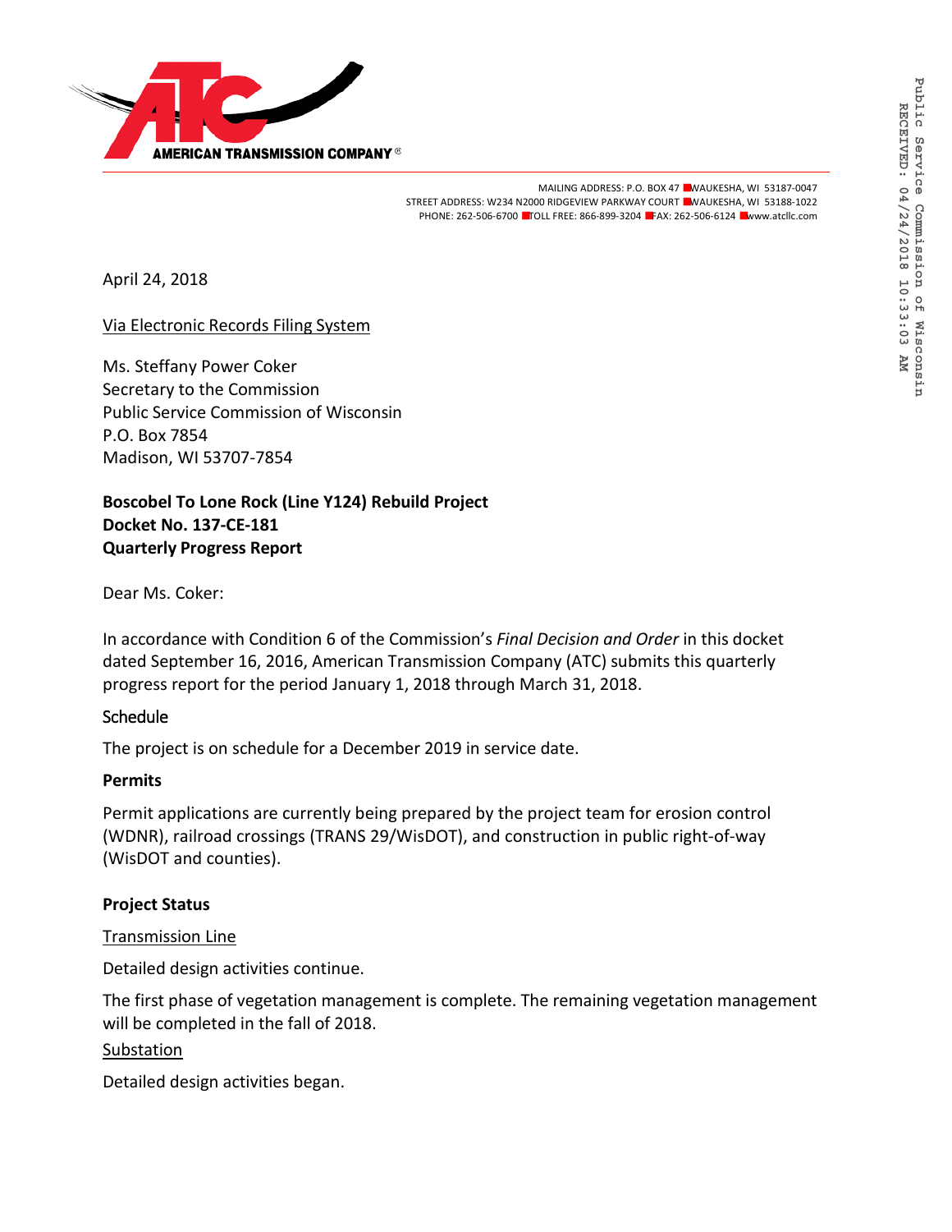AMERICAN TRANSMISSION COMPANY®

MAILING ADDRESS: P.O. BOX 47 ■ WAUKESHA, WI 53187-0047
STREET ADDRESS: W234 N2000 RIDGEVIEW PARKWAY COURT ■ WAUKESHA, WI 53188-1022
PHONE: 262-506-6700 ■ TOLL FREE: 866-899-3204 ■ FAX: 262-506-6124 ■ www.atcllc.com

Public Service Commission of Wisconsin
RECEIVED: 04/24/2018 10:33:03 AM

April 24, 2018

Via Electronic Records Filing System

Ms. Steffany Power Coker
Secretary to the Commission
Public Service Commission of Wisconsin
P.O. Box 7854
Madison, WI 53707-7854

**Boscobel To Lone Rock (Line Y124) Rebuild Project**
**Docket No. 137-CE-181**
**Quarterly Progress Report**

Dear Ms. Coker:

In accordance with Condition 6 of the Commission's *Final Decision and Order* in this docket dated September 16, 2016, American Transmission Company (ATC) submits this quarterly progress report for the period January 1, 2018 through March 31, 2018.

## Schedule

The project is on schedule for a December 2019 in service date.

## Permits

Permit applications are currently being prepared by the project team for erosion control (WDNR), railroad crossings (TRANS 29/WisDOT), and construction in public right-of-way (WisDOT and counties).

## Project Status

### Transmission Line

Detailed design activities continue.

The first phase of vegetation management is complete. The remaining vegetation management will be completed in the fall of 2018.

### Substation

Detailed design activities began.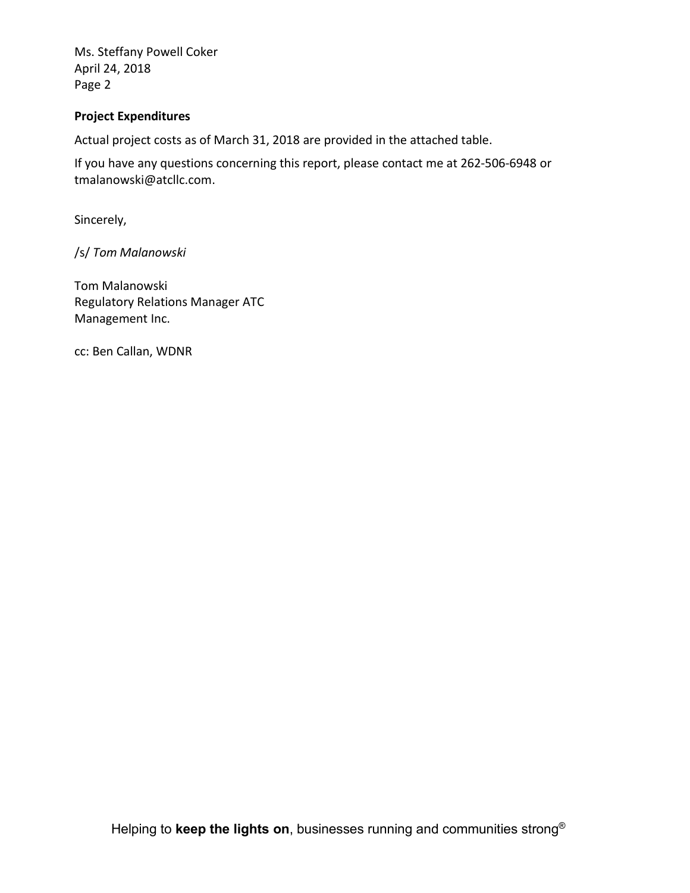Ms. Steffany Powell Coker
April 24, 2018

**Project Expenditures**

Actual project costs as of March 31, 2018 are provided in the attached table.

If you have any questions concerning this report, please contact me at 262-506-6948 or tmalanowski@atcllc.com.

Sincerely,

/s/ *Tom Malanowski*

Tom Malanowski
Regulatory Relations Manager ATC
Management Inc.

cc: Ben Callan, WDNR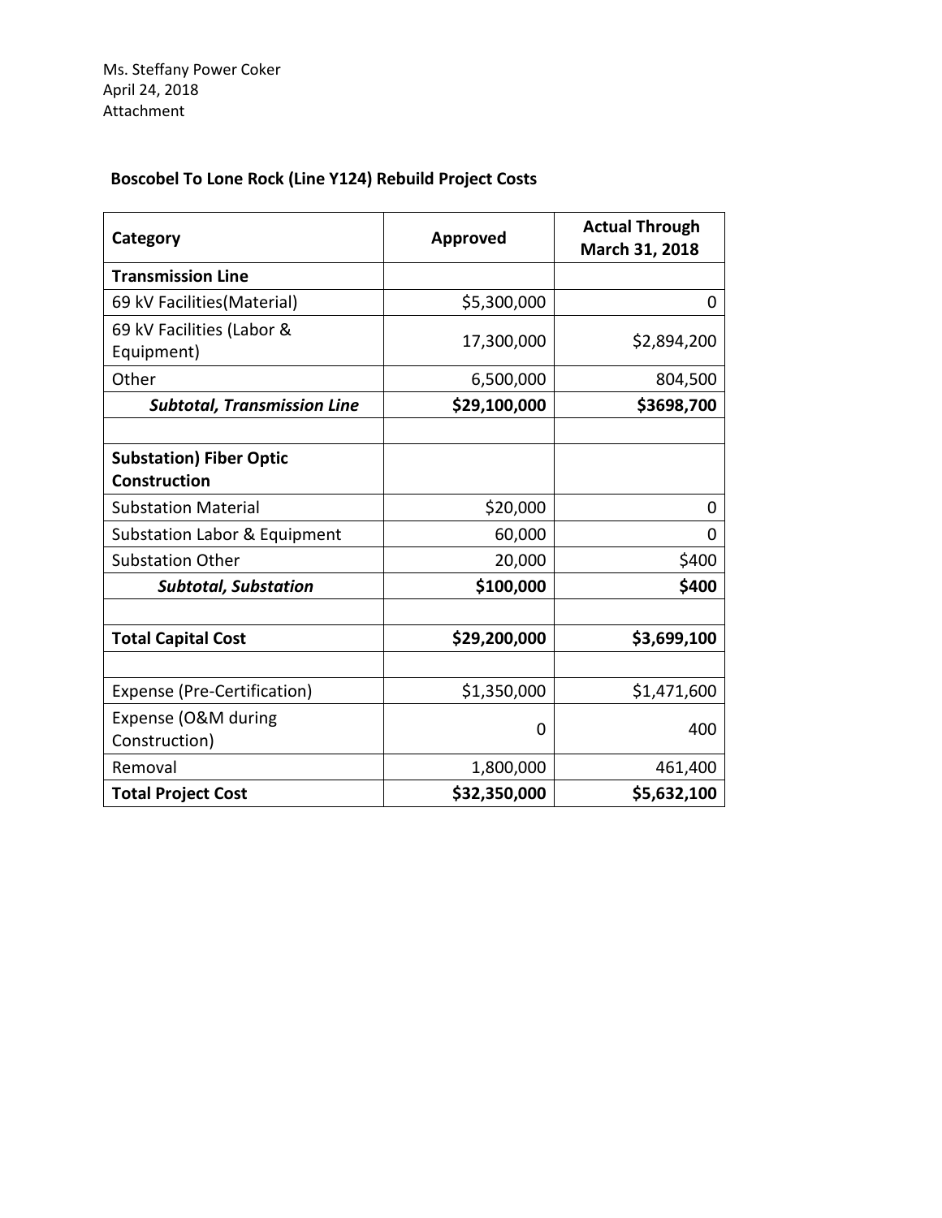Ms. Steffany Power Coker
April 24, 2018
Attachment

**Boscobel To Lone Rock (Line Y124) Rebuild Project Costs**

| Category | Approved | Actual Through March 31, 2018 |
|---|---:|---:|
| **Transmission Line** | | |
| 69 kV Facilities(Material) | $5,300,000 | 0 |
| 69 kV Facilities (Labor & Equipment) | 17,300,000 | $2,894,200 |
| Other | 6,500,000 | 804,500 |
| ***Subtotal, Transmission Line*** | **$29,100,000** | **$3698,700** |
| | | |
| **Substation) Fiber Optic Construction** | | |
| Substation Material | $20,000 | 0 |
| Substation Labor & Equipment | 60,000 | 0 |
| Substation Other | 20,000 | $400 |
| ***Subtotal, Substation*** | **$100,000** | **$400** |
| | | |
| **Total Capital Cost** | **$29,200,000** | **$3,699,100** |
| | | |
| Expense (Pre-Certification) | $1,350,000 | $1,471,600 |
| Expense (O&M during Construction) | 0 | 400 |
| Removal | 1,800,000 | 461,400 |
| **Total Project Cost** | **$32,350,000** | **$5,632,100** |